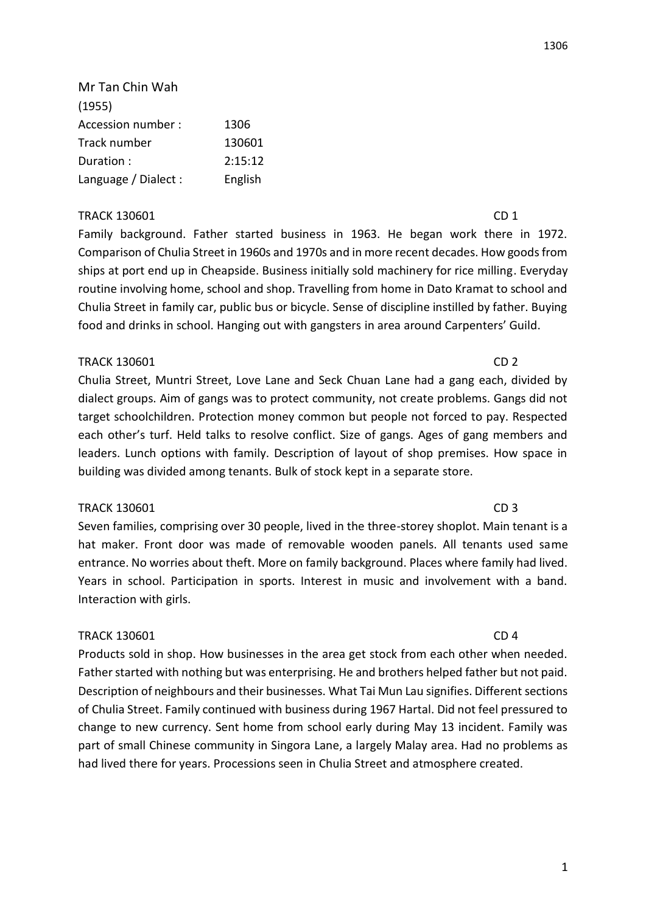Mr Tan Chin Wah
(1955)

| | |
|---|---|
| Accession number : | 1306 |
| Track number | 130601 |
| Duration : | 2:15:12 |
| Language / Dialect : | English |

TRACK 130601 CD 1

Family background. Father started business in 1963. He began work there in 1972. Comparison of Chulia Street in 1960s and 1970s and in more recent decades. How goods from ships at port end up in Cheapside. Business initially sold machinery for rice milling. Everyday routine involving home, school and shop. Travelling from home in Dato Kramat to school and Chulia Street in family car, public bus or bicycle. Sense of discipline instilled by father. Buying food and drinks in school. Hanging out with gangsters in area around Carpenters' Guild.

TRACK 130601 CD 2

Chulia Street, Muntri Street, Love Lane and Seck Chuan Lane had a gang each, divided by dialect groups. Aim of gangs was to protect community, not create problems. Gangs did not target schoolchildren. Protection money common but people not forced to pay. Respected each other's turf. Held talks to resolve conflict. Size of gangs. Ages of gang members and leaders. Lunch options with family. Description of layout of shop premises. How space in building was divided among tenants. Bulk of stock kept in a separate store.

TRACK 130601 CD 3

Seven families, comprising over 30 people, lived in the three-storey shoplot. Main tenant is a hat maker. Front door was made of removable wooden panels. All tenants used same entrance. No worries about theft. More on family background. Places where family had lived. Years in school. Participation in sports. Interest in music and involvement with a band. Interaction with girls.

TRACK 130601 CD 4

Products sold in shop. How businesses in the area get stock from each other when needed. Father started with nothing but was enterprising. He and brothers helped father but not paid. Description of neighbours and their businesses. What Tai Mun Lau signifies. Different sections of Chulia Street. Family continued with business during 1967 Hartal. Did not feel pressured to change to new currency. Sent home from school early during May 13 incident. Family was part of small Chinese community in Singora Lane, a largely Malay area. Had no problems as had lived there for years. Processions seen in Chulia Street and atmosphere created.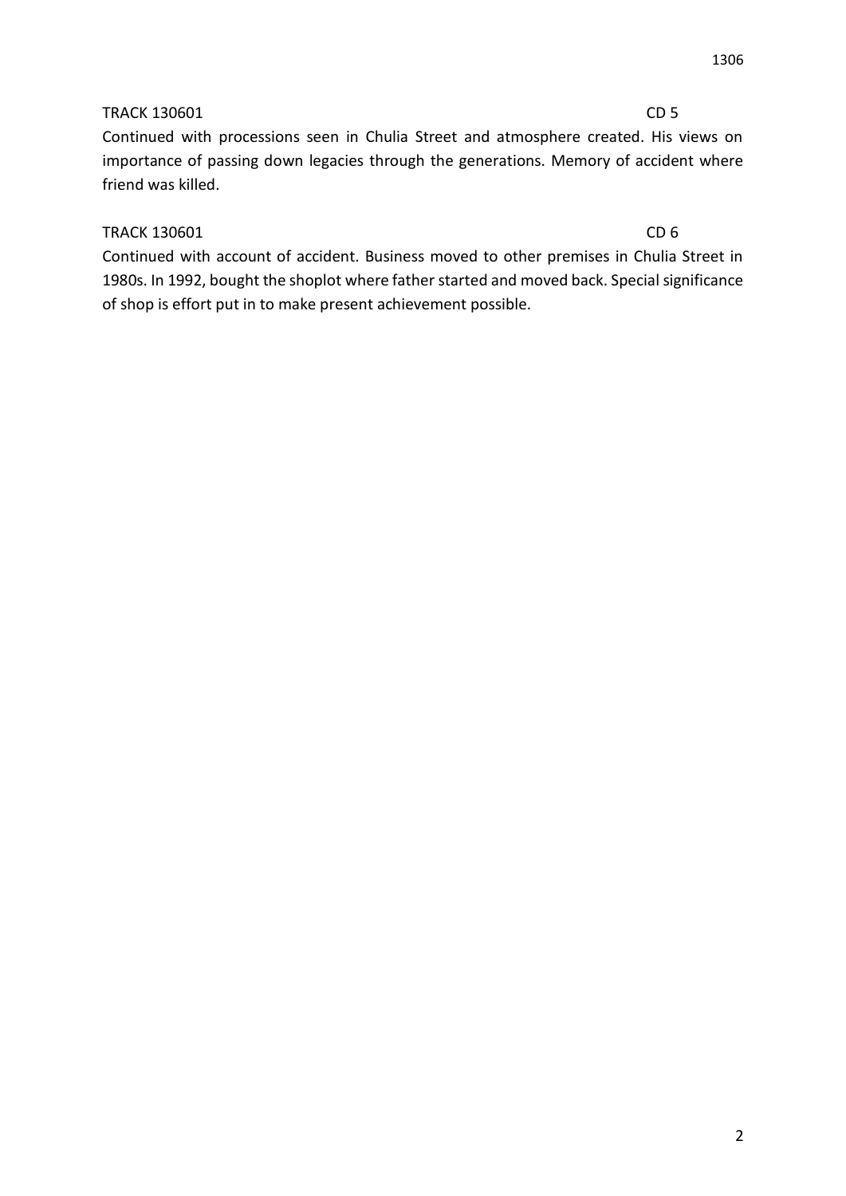TRACK 130601 CD 5

Continued with processions seen in Chulia Street and atmosphere created. His views on importance of passing down legacies through the generations. Memory of accident where friend was killed.

TRACK 130601 CD 6

Continued with account of accident. Business moved to other premises in Chulia Street in 1980s. In 1992, bought the shoplot where father started and moved back. Special significance of shop is effort put in to make present achievement possible.